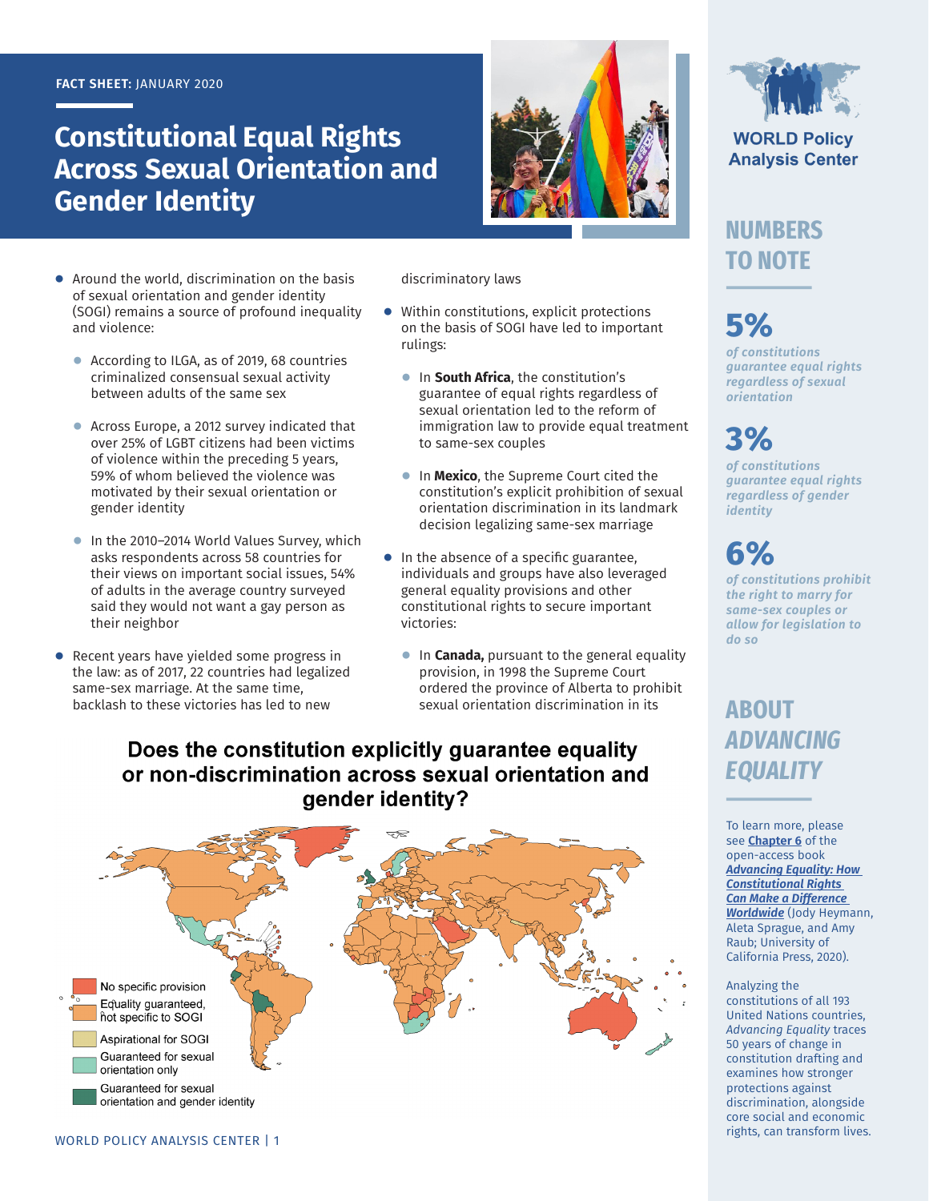FACT SHEET: JANUARY 2020

# Constitutional Equal Rights Across Sexual Orientation and Gender Identity

- Around the world, discrimination on the basis of sexual orientation and gender identity (SOGI) remains a source of profound inequality and violence:
  - According to ILGA, as of 2019, 68 countries criminalized consensual sexual activity between adults of the same sex
  - Across Europe, a 2012 survey indicated that over 25% of LGBT citizens had been victims of violence within the preceding 5 years, 59% of whom believed the violence was motivated by their sexual orientation or gender identity
  - In the 2010–2014 World Values Survey, which asks respondents across 58 countries for their views on important social issues, 54% of adults in the average country surveyed said they would not want a gay person as their neighbor
- Recent years have yielded some progress in the law: as of 2017, 22 countries had legalized same-sex marriage. At the same time, backlash to these victories has led to new discriminatory laws
- Within constitutions, explicit protections on the basis of SOGI have led to important rulings:
  - In **South Africa**, the constitution's guarantee of equal rights regardless of sexual orientation led to the reform of immigration law to provide equal treatment to same-sex couples
  - In **Mexico**, the Supreme Court cited the constitution's explicit prohibition of sexual orientation discrimination in its landmark decision legalizing same-sex marriage
- In the absence of a specific guarantee, individuals and groups have also leveraged general equality provisions and other constitutional rights to secure important victories:
  - In **Canada,** pursuant to the general equality provision, in 1998 the Supreme Court ordered the province of Alberta to prohibit sexual orientation discrimination in its

## Does the constitution explicitly guarantee equality or non-discrimination across sexual orientation and gender identity?

- No specific provision
- Equality guaranteed, not specific to SOGI
- Aspirational for SOGI
- Guaranteed for sexual orientation only
- Guaranteed for sexual orientation and gender identity

WORLD Policy Analysis Center

## NUMBERS TO NOTE

**5%**
*of constitutions guarantee equal rights regardless of sexual orientation*

**3%**
*of constitutions guarantee equal rights regardless of gender identity*

**6%**
*of constitutions prohibit the right to marry for same-sex couples or allow for legislation to do so*

## ABOUT *ADVANCING EQUALITY*

To learn more, please see **Chapter 6** of the open-access book ***Advancing Equality: How Constitutional Rights Can Make a Difference Worldwide*** (Jody Heymann, Aleta Sprague, and Amy Raub; University of California Press, 2020).

Analyzing the constitutions of all 193 United Nations countries, *Advancing Equality* traces 50 years of change in constitution drafting and examines how stronger protections against discrimination, alongside core social and economic rights, can transform lives.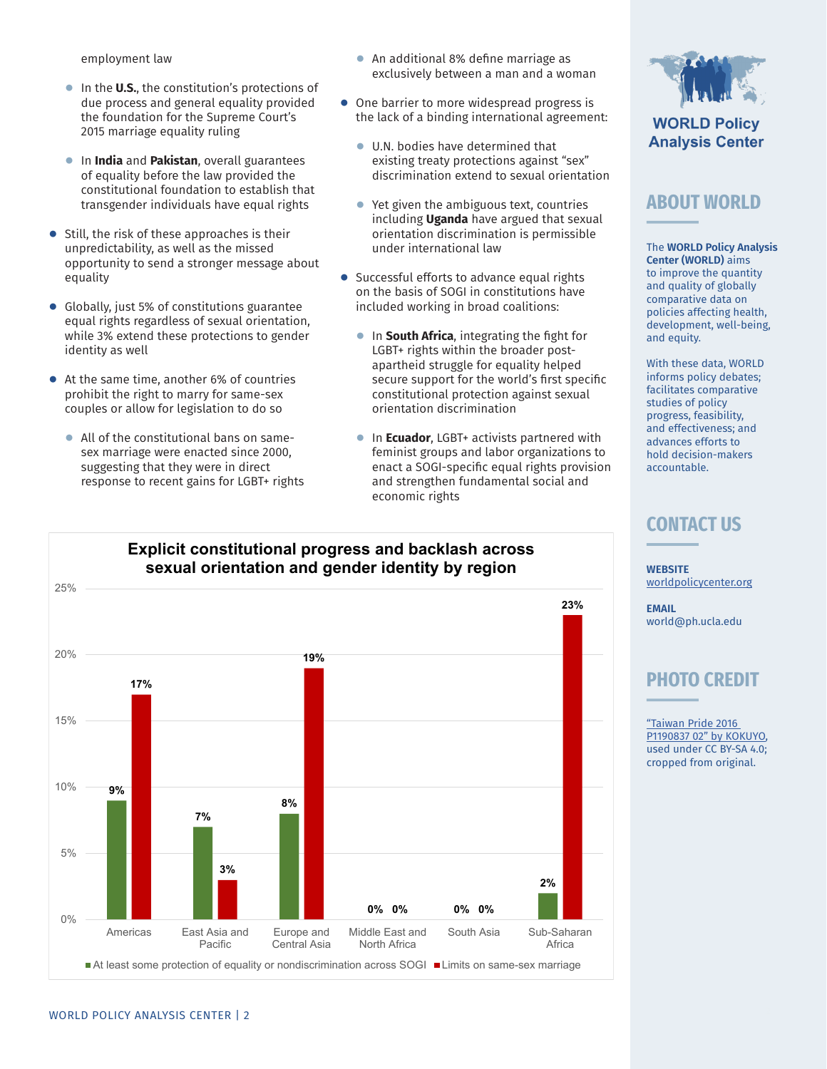employment law

- In the **U.S.**, the constitution's protections of due process and general equality provided the foundation for the Supreme Court's 2015 marriage equality ruling
- In **India** and **Pakistan**, overall guarantees of equality before the law provided the constitutional foundation to establish that transgender individuals have equal rights

- Still, the risk of these approaches is their unpredictability, as well as the missed opportunity to send a stronger message about equality
- Globally, just 5% of constitutions guarantee equal rights regardless of sexual orientation, while 3% extend these protections to gender identity as well
- At the same time, another 6% of countries prohibit the right to marry for same-sex couples or allow for legislation to do so
  - All of the constitutional bans on same-sex marriage were enacted since 2000, suggesting that they were in direct response to recent gains for LGBT+ rights
  - An additional 8% define marriage as exclusively between a man and a woman
- One barrier to more widespread progress is the lack of a binding international agreement:
  - U.N. bodies have determined that existing treaty protections against "sex" discrimination extend to sexual orientation
  - Yet given the ambiguous text, countries including **Uganda** have argued that sexual orientation discrimination is permissible under international law
- Successful efforts to advance equal rights on the basis of SOGI in constitutions have included working in broad coalitions:
  - In **South Africa**, integrating the fight for LGBT+ rights within the broader post-apartheid struggle for equality helped secure support for the world's first specific constitutional protection against sexual orientation discrimination
  - In **Ecuador**, LGBT+ activists partnered with feminist groups and labor organizations to enact a SOGI-specific equal rights provision and strengthen fundamental social and economic rights

**Explicit constitutional progress and backlash across sexual orientation and gender identity by region**

25%
20%
15%
10%
5%
0%

Americas: 9%, 17%
East Asia and Pacific: 7%, 3%
Europe and Central Asia: 8%, 19%
Middle East and North Africa: 0%, 0%
South Asia: 0%, 0%
Sub-Saharan Africa: 2%, 23%

■ At least some protection of equality or nondiscrimination across SOGI ■ Limits on same-sex marriage

WORLD Policy Analysis Center

## ABOUT WORLD

The **WORLD Policy Analysis Center (WORLD)** aims to improve the quantity and quality of globally comparative data on policies affecting health, development, well-being, and equity.

With these data, WORLD informs policy debates; facilitates comparative studies of policy progress, feasibility, and effectiveness; and advances efforts to hold decision-makers accountable.

## CONTACT US

**WEBSITE**
worldpolicycenter.org

**EMAIL**
world@ph.ucla.edu

## PHOTO CREDIT

"Taiwan Pride 2016 P1190837 02" by KOKUYO, used under CC BY-SA 4.0; cropped from original.